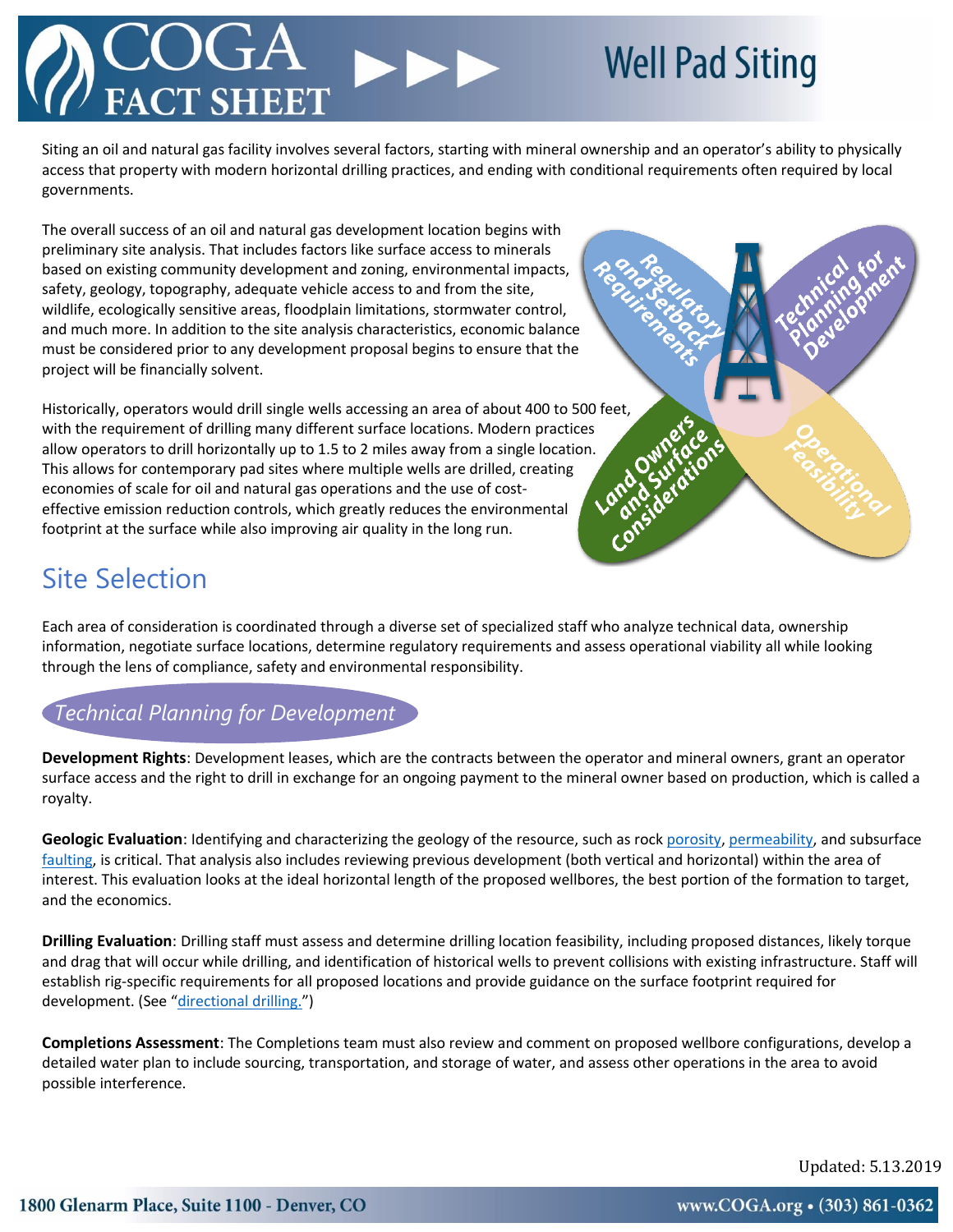# COGA FACT SHEET — Well Pad Siting

Siting an oil and natural gas facility involves several factors, starting with mineral ownership and an operator's ability to physically access that property with modern horizontal drilling practices, and ending with conditional requirements often required by local governments.

The overall success of an oil and natural gas development location begins with preliminary site analysis. That includes factors like surface access to minerals based on existing community development and zoning, environmental impacts, safety, geology, topography, adequate vehicle access to and from the site, wildlife, ecologically sensitive areas, floodplain limitations, stormwater control, and much more. In addition to the site analysis characteristics, economic balance must be considered prior to any development proposal begins to ensure that the project will be financially solvent.

Historically, operators would drill single wells accessing an area of about 400 to 500 feet, with the requirement of drilling many different surface locations. Modern practices allow operators to drill horizontally up to 1.5 to 2 miles away from a single location. This allows for contemporary pad sites where multiple wells are drilled, creating economies of scale for oil and natural gas operations and the use of cost-effective emission reduction controls, which greatly reduces the environmental footprint at the surface while also improving air quality in the long run.

Regulatory and Setback Requirements — Technical Planning for Development — Land Owners and Surface Considerations — Operational Feasibility

## Site Selection

Each area of consideration is coordinated through a diverse set of specialized staff who analyze technical data, ownership information, negotiate surface locations, determine regulatory requirements and assess operational viability all while looking through the lens of compliance, safety and environmental responsibility.

### *Technical Planning for Development*

**Development Rights**: Development leases, which are the contracts between the operator and mineral owners, grant an operator surface access and the right to drill in exchange for an ongoing payment to the mineral owner based on production, which is called a royalty.

**Geologic Evaluation**: Identifying and characterizing the geology of the resource, such as rock porosity, permeability, and subsurface faulting, is critical. That analysis also includes reviewing previous development (both vertical and horizontal) within the area of interest. This evaluation looks at the ideal horizontal length of the proposed wellbores, the best portion of the formation to target, and the economics.

**Drilling Evaluation**: Drilling staff must assess and determine drilling location feasibility, including proposed distances, likely torque and drag that will occur while drilling, and identification of historical wells to prevent collisions with existing infrastructure. Staff will establish rig-specific requirements for all proposed locations and provide guidance on the surface footprint required for development. (See "directional drilling.")

**Completions Assessment**: The Completions team must also review and comment on proposed wellbore configurations, develop a detailed water plan to include sourcing, transportation, and storage of water, and assess other operations in the area to avoid possible interference.

Updated: 5.13.2019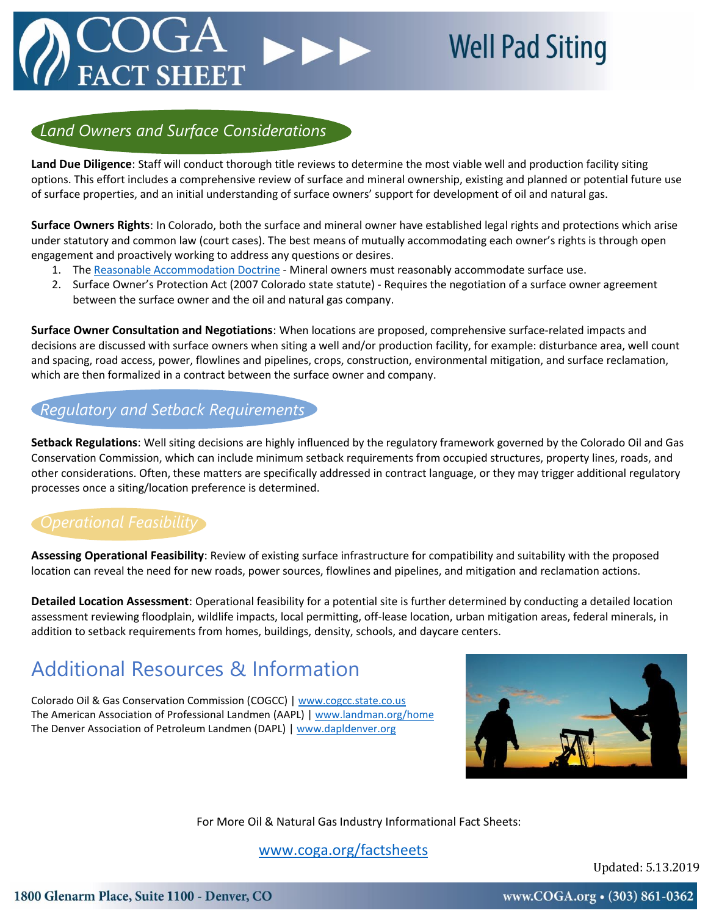# COGA FACT SHEET — Well Pad Siting

## Land Owners and Surface Considerations

**Land Due Diligence**: Staff will conduct thorough title reviews to determine the most viable well and production facility siting options. This effort includes a comprehensive review of surface and mineral ownership, existing and planned or potential future use of surface properties, and an initial understanding of surface owners' support for development of oil and natural gas.

**Surface Owners Rights**: In Colorado, both the surface and mineral owner have established legal rights and protections which arise under statutory and common law (court cases). The best means of mutually accommodating each owner's rights is through open engagement and proactively working to address any questions or desires.

1. The Reasonable Accommodation Doctrine - Mineral owners must reasonably accommodate surface use.
2. Surface Owner's Protection Act (2007 Colorado state statute) - Requires the negotiation of a surface owner agreement between the surface owner and the oil and natural gas company.

**Surface Owner Consultation and Negotiations**: When locations are proposed, comprehensive surface-related impacts and decisions are discussed with surface owners when siting a well and/or production facility, for example: disturbance area, well count and spacing, road access, power, flowlines and pipelines, crops, construction, environmental mitigation, and surface reclamation, which are then formalized in a contract between the surface owner and company.

## Regulatory and Setback Requirements

**Setback Regulations**: Well siting decisions are highly influenced by the regulatory framework governed by the Colorado Oil and Gas Conservation Commission, which can include minimum setback requirements from occupied structures, property lines, roads, and other considerations. Often, these matters are specifically addressed in contract language, or they may trigger additional regulatory processes once a siting/location preference is determined.

## Operational Feasibility

**Assessing Operational Feasibility**: Review of existing surface infrastructure for compatibility and suitability with the proposed location can reveal the need for new roads, power sources, flowlines and pipelines, and mitigation and reclamation actions.

**Detailed Location Assessment**: Operational feasibility for a potential site is further determined by conducting a detailed location assessment reviewing floodplain, wildlife impacts, local permitting, off-lease location, urban mitigation areas, federal minerals, in addition to setback requirements from homes, buildings, density, schools, and daycare centers.

## Additional Resources & Information

Colorado Oil & Gas Conservation Commission (COGCC) | www.cogcc.state.co.us
The American Association of Professional Landmen (AAPL) | www.landman.org/home
The Denver Association of Petroleum Landmen (DAPL) | www.dapldenver.org

For More Oil & Natural Gas Industry Informational Fact Sheets:

www.coga.org/factsheets

Updated: 5.13.2019

1800 Glenarm Place, Suite 1100 - Denver, CO

www.COGA.org • (303) 861-0362